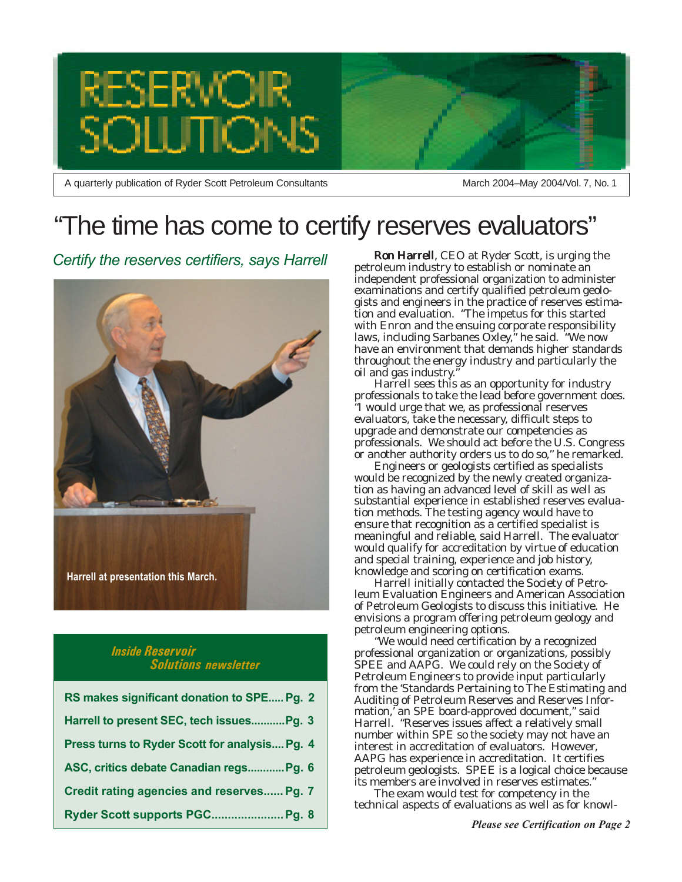# RESERVOIR SOLUTIONS

A quarterly publication of Ryder Scott Petroleum Consultants

March 2004–May 2004/Vol. 7, No. 1

# "The time has come to certify reserves evaluators"

## *Certify the reserves certifiers, says Harrell*

Harrell at presentation this March.

**Ron Harrell**, CEO at Ryder Scott, is urging the petroleum industry to establish or nominate an independent professional organization to administer examinations and certify qualified petroleum geologists and engineers in the practice of reserves estimation and evaluation. "The impetus for this started with Enron and the ensuing corporate responsibility laws, including Sarbanes Oxley," he said. "We now have an environment that demands higher standards throughout the energy industry and particularly the oil and gas industry."

Harrell sees this as an opportunity for industry professionals to take the lead before government does. "I would urge that we, as professional reserves evaluators, take the necessary, difficult steps to upgrade and demonstrate our competencies as professionals. We should act before the U.S. Congress or another authority orders us to do so," he remarked.

Engineers or geologists certified as specialists would be recognized by the newly created organization as having an advanced level of skill as well as substantial experience in established reserves evaluation methods. The testing agency would have to ensure that recognition as a certified specialist is meaningful and reliable, said Harrell. The evaluator would qualify for accreditation by virtue of education and special training, experience and job history, knowledge and scoring on certification exams.

Harrell initially contacted the Society of Petroleum Evaluation Engineers and American Association of Petroleum Geologists to discuss this initiative. He envisions a program offering petroleum geology and petroleum engineering options.

"We would need certification by a recognized professional organization or organizations, possibly SPEE and AAPG. We could rely on the Society of Petroleum Engineers to provide input particularly from the 'Standards Pertaining to The Estimating and Auditing of Petroleum Reserves and Reserves Information,' an SPE board-approved document," said Harrell. "Reserves issues affect a relatively small number within SPE so the society may not have an interest in accreditation of evaluators. However, AAPG has experience in accreditation. It certifies petroleum geologists. SPEE is a logical choice because its members are involved in reserves estimates."

The exam would test for competency in the technical aspects of evaluations as well as for knowl-

***Please see Certification on Page 2***

### *Inside Reservoir Solutions newsletter*

- **RS makes significant donation to SPE..... Pg. 2**
- **Harrell to present SEC, tech issues........... Pg. 3**
- **Press turns to Ryder Scott for analysis.... Pg. 4**
- **ASC, critics debate Canadian regs............ Pg. 6**
- **Credit rating agencies and reserves...... Pg. 7**
- **Ryder Scott supports PGC...................... Pg. 8**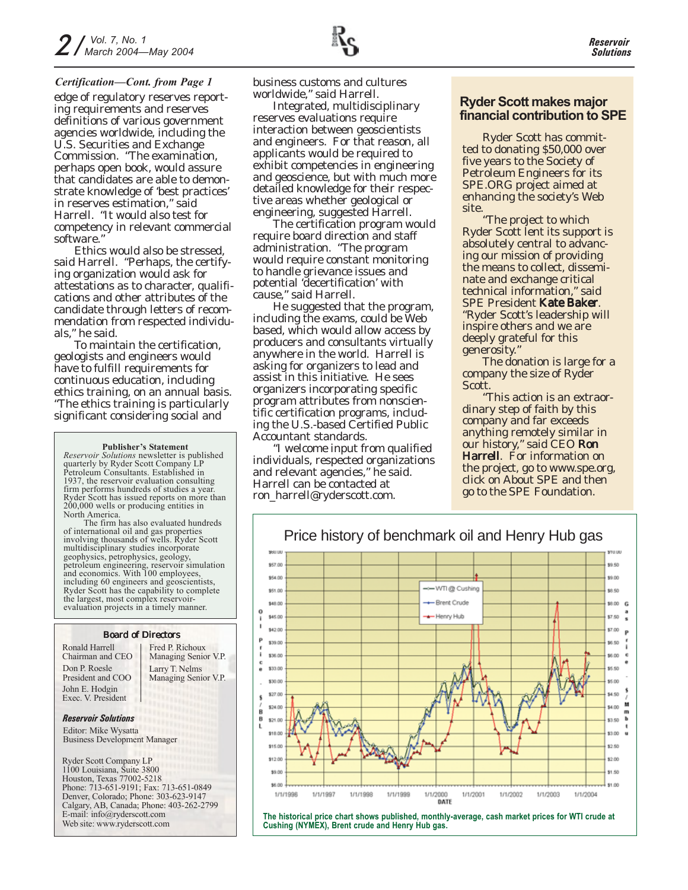*Certification—Cont. from Page 1*

edge of regulatory reserves reporting requirements and reserves definitions of various government agencies worldwide, including the U.S. Securities and Exchange Commission. "The examination, perhaps open book, would assure that candidates are able to demonstrate knowledge of 'best practices' in reserves estimation," said Harrell. "It would also test for competency in relevant commercial software."

Ethics would also be stressed, said Harrell. "Perhaps, the certifying organization would ask for attestations as to character, qualifications and other attributes of the candidate through letters of recommendation from respected individuals," he said.

To maintain the certification, geologists and engineers would have to fulfill requirements for continuous education, including ethics training, on an annual basis. "The ethics training is particularly significant considering social and business customs and cultures worldwide," said Harrell.

Integrated, multidisciplinary reserves evaluations require interaction between geoscientists and engineers. For that reason, all applicants would be required to exhibit competencies in engineering and geoscience, but with much more detailed knowledge for their respective areas whether geological or engineering, suggested Harrell.

The certification program would require board direction and staff administration. "The program would require constant monitoring to handle grievance issues and potential 'decertification' with cause," said Harrell.

He suggested that the program, including the exams, could be Web based, which would allow access by producers and consultants virtually anywhere in the world. Harrell is asking for organizers to lead and assist in this initiative. He sees organizers incorporating specific program attributes from nonscientific certification programs, including the U.S.-based Certified Public Accountant standards.

"I welcome input from qualified individuals, respected organizations and relevant agencies," he said. Harrell can be contacted at ron_harrell@ryderscott.com.

## Ryder Scott makes major financial contribution to SPE

Ryder Scott has committed to donating $50,000 over five years to the Society of Petroleum Engineers for its SPE.ORG project aimed at enhancing the society's Web site.

"The project to which Ryder Scott lent its support is absolutely central to advancing our mission of providing the means to collect, disseminate and exchange critical technical information," said SPE President **Kate Baker**. "Ryder Scott's leadership will inspire others and we are deeply grateful for this generosity."

The donation is large for a company the size of Ryder Scott.

"This action is an extraordinary step of faith by this company and far exceeds anything remotely similar in our history," said CEO **Ron Harrell**. For information on the project, go to www.spe.org, click on About SPE and then go to the SPE Foundation.

**Publisher's Statement**

*Reservoir Solutions* newsletter is published quarterly by Ryder Scott Company LP Petroleum Consultants. Established in 1937, the reservoir evaluation consulting firm performs hundreds of studies a year. Ryder Scott has issued reports on more than 200,000 wells or producing entities in North America.

The firm has also evaluated hundreds of international oil and gas properties involving thousands of wells. Ryder Scott multidisciplinary studies incorporate geophysics, petrophysics, geology, petroleum engineering, reservoir simulation and economics. With 100 employees, including 60 engineers and geoscientists, Ryder Scott has the capability to complete the largest, most complex reservoir-evaluation projects in a timely manner.

**Board of Directors**

Ronald Harrell
Chairman and CEO

Don P. Roesle
President and COO

John E. Hodgin
Exec. V. President

Fred P. Richoux
Managing Senior V.P.

Larry T. Nelms
Managing Senior V.P.

***Reservoir Solutions***

Editor: Mike Wysatta
Business Development Manager

Ryder Scott Company LP
1100 Louisiana, Suite 3800
Houston, Texas 77002-5218
Phone: 713-651-9191; Fax: 713-651-0849
Denver, Colorado; Phone: 303-623-9147
Calgary, AB, Canada; Phone: 403-262-2799
E-mail: info@ryderscott.com
Web site: www.ryderscott.com

**Price history of benchmark oil and Henry Hub gas**

**The historical price chart shows published, monthly-average, cash market prices for WTI crude at Cushing (NYMEX), Brent crude and Henry Hub gas.**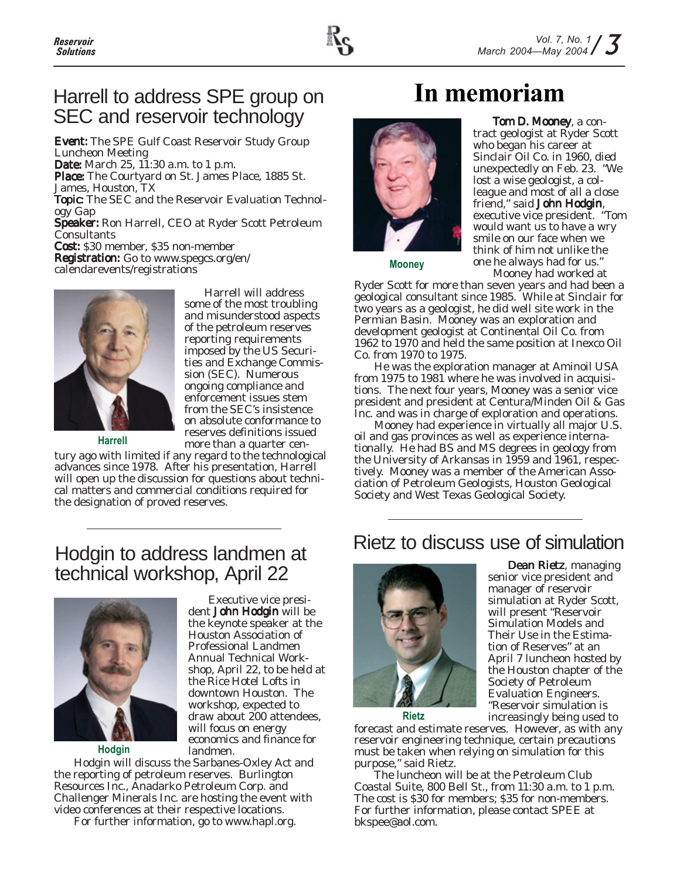## Harrell to address SPE group on SEC and reservoir technology

**Event:** The SPE Gulf Coast Reservoir Study Group Luncheon Meeting
**Date:** March 25, 11:30 a.m. to 1 p.m.
**Place:** The Courtyard on St. James Place, 1885 St. James, Houston, TX
**Topic:** The SEC and the Reservoir Evaluation Technology Gap
**Speaker:** Ron Harrell, CEO at Ryder Scott Petroleum Consultants
**Cost:** $30 member, $35 non-member
**Registration:** Go to www.spegcs.org/en/calendarevents/registrations

Harrell

Harrell will address some of the most troubling and misunderstood aspects of the petroleum reserves reporting requirements imposed by the US Securities and Exchange Commission (SEC). Numerous ongoing compliance and enforcement issues stem from the SEC's insistence on absolute conformance to reserves definitions issued more than a quarter century ago with limited if any regard to the technological advances since 1978. After his presentation, Harrell will open up the discussion for questions about technical matters and commercial conditions required for the designation of proved reserves.

## Hodgin to address landmen at technical workshop, April 22

Hodgin

Executive vice president **John Hodgin** will be the keynote speaker at the Houston Association of Professional Landmen Annual Technical Workshop, April 22, to be held at the Rice Hotel Lofts in downtown Houston. The workshop, expected to draw about 200 attendees, will focus on energy economics and finance for landmen.

Hodgin will discuss the Sarbanes-Oxley Act and the reporting of petroleum reserves. Burlington Resources Inc., Anadarko Petroleum Corp. and Challenger Minerals Inc. are hosting the event with video conferences at their respective locations.

For further information, go to www.hapl.org.

# In memoriam

Mooney

**Tom D. Mooney**, a contract geologist at Ryder Scott who began his career at Sinclair Oil Co. in 1960, died unexpectedly on Feb. 23. "We lost a wise geologist, a colleague and most of all a close friend," said **John Hodgin**, executive vice president. "Tom would want us to have a wry smile on our face when we think of him not unlike the one he always had for us."

Mooney had worked at Ryder Scott for more than seven years and had been a geological consultant since 1985. While at Sinclair for two years as a geologist, he did well site work in the Permian Basin. Mooney was an exploration and development geologist at Continental Oil Co. from 1962 to 1970 and held the same position at Inexco Oil Co. from 1970 to 1975.

He was the exploration manager at Aminoil USA from 1975 to 1981 where he was involved in acquisitions. The next four years, Mooney was a senior vice president and president at Centura/Minden Oil & Gas Inc. and was in charge of exploration and operations.

Mooney had experience in virtually all major U.S. oil and gas provinces as well as experience internationally. He had BS and MS degrees in geology from the University of Arkansas in 1959 and 1961, respectively. Mooney was a member of the American Association of Petroleum Geologists, Houston Geological Society and West Texas Geological Society.

## Rietz to discuss use of simulation

Rietz

**Dean Rietz**, managing senior vice president and manager of reservoir simulation at Ryder Scott, will present "Reservoir Simulation Models and Their Use in the Estimation of Reserves" at an April 7 luncheon hosted by the Houston chapter of the Society of Petroleum Evaluation Engineers. "Reservoir simulation is increasingly being used to forecast and estimate reserves. However, as with any reservoir engineering technique, certain precautions must be taken when relying on simulation for this purpose," said Rietz.

The luncheon will be at the Petroleum Club Coastal Suite, 800 Bell St., from 11:30 a.m. to 1 p.m. The cost is $30 for members; $35 for non-members. For further information, please contact SPEE at bkspee@aol.com.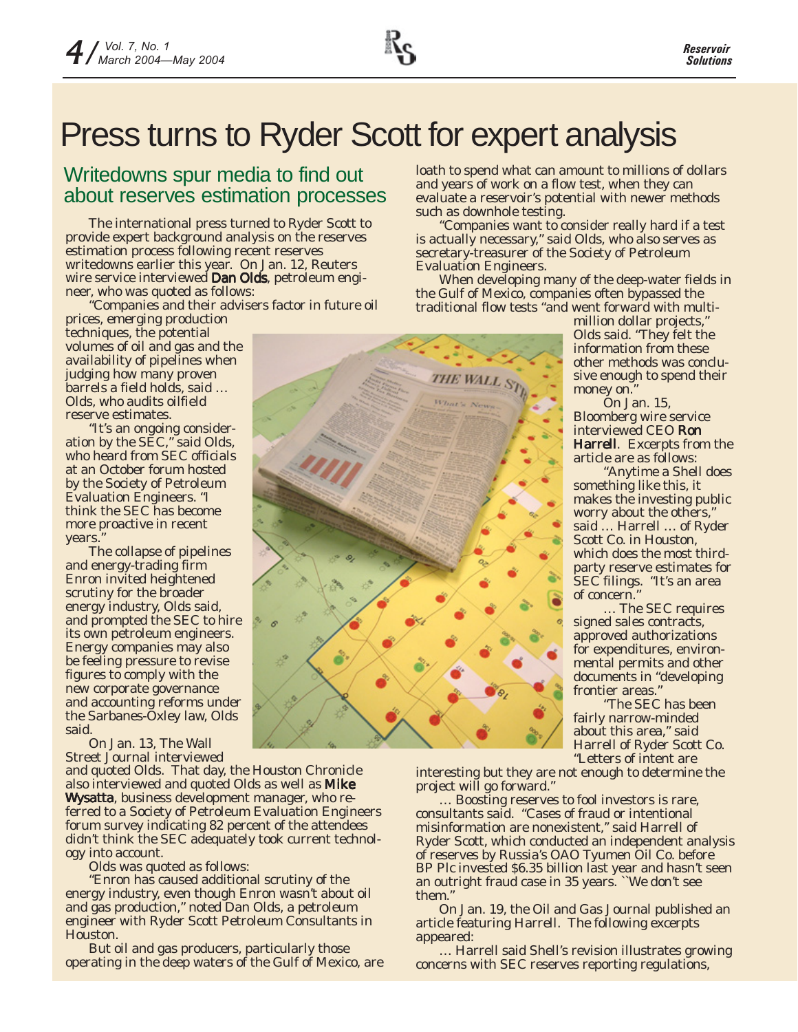# Press turns to Ryder Scott for expert analysis

## Writedowns spur media to find out about reserves estimation processes

The international press turned to Ryder Scott to provide expert background analysis on the reserves estimation process following recent reserves writedowns earlier this year. On Jan. 12, Reuters wire service interviewed **Dan Olds**, petroleum engineer, who was quoted as follows:

"Companies and their advisers factor in future oil prices, emerging production techniques, the potential volumes of oil and gas and the availability of pipelines when judging how many proven barrels a field holds, said … Olds, who audits oilfield reserve estimates.

"It's an ongoing consideration by the SEC," said Olds, who heard from SEC officials at an October forum hosted by the Society of Petroleum Evaluation Engineers. "I think the SEC has become more proactive in recent years."

The collapse of pipelines and energy-trading firm Enron invited heightened scrutiny for the broader energy industry, Olds said, and prompted the SEC to hire its own petroleum engineers. Energy companies may also be feeling pressure to revise figures to comply with the new corporate governance and accounting reforms under the Sarbanes-Oxley law, Olds said.

On Jan. 13, The Wall Street Journal interviewed and quoted Olds. That day, the Houston Chronicle also interviewed and quoted Olds as well as **Mike Wysatta**, business development manager, who referred to a Society of Petroleum Evaluation Engineers forum survey indicating 82 percent of the attendees didn't think the SEC adequately took current technology into account.

Olds was quoted as follows:

"Enron has caused additional scrutiny of the energy industry, even though Enron wasn't about oil and gas production," noted Dan Olds, a petroleum engineer with Ryder Scott Petroleum Consultants in Houston.

But oil and gas producers, particularly those operating in the deep waters of the Gulf of Mexico, are loath to spend what can amount to millions of dollars and years of work on a flow test, when they can evaluate a reservoir's potential with newer methods such as downhole testing.

"Companies want to consider really hard if a test is actually necessary," said Olds, who also serves as secretary-treasurer of the Society of Petroleum Evaluation Engineers.

When developing many of the deep-water fields in the Gulf of Mexico, companies often bypassed the traditional flow tests "and went forward with multi-million dollar projects," Olds said. "They felt the information from these other methods was conclusive enough to spend their money on."

On Jan. 15, Bloomberg wire service interviewed CEO **Ron Harrell**. Excerpts from the article are as follows:

"Anytime a Shell does something like this, it makes the investing public worry about the others," said … Harrell … of Ryder Scott Co. in Houston, which does the most third-party reserve estimates for SEC filings. "It's an area of concern."

… The SEC requires signed sales contracts, approved authorizations for expenditures, environmental permits and other documents in "developing frontier areas."

"The SEC has been fairly narrow-minded about this area," said Harrell of Ryder Scott Co. "Letters of intent are interesting but they are not enough to determine the project will go forward."

… Boosting reserves to fool investors is rare, consultants said. "Cases of fraud or intentional misinformation are nonexistent," said Harrell of Ryder Scott, which conducted an independent analysis of reserves by Russia's OAO Tyumen Oil Co. before BP Plc invested $6.35 billion last year and hasn't seen an outright fraud case in 35 years. ``We don't see them."

On Jan. 19, the Oil and Gas Journal published an article featuring Harrell. The following excerpts appeared:

… Harrell said Shell's revision illustrates growing concerns with SEC reserves reporting regulations,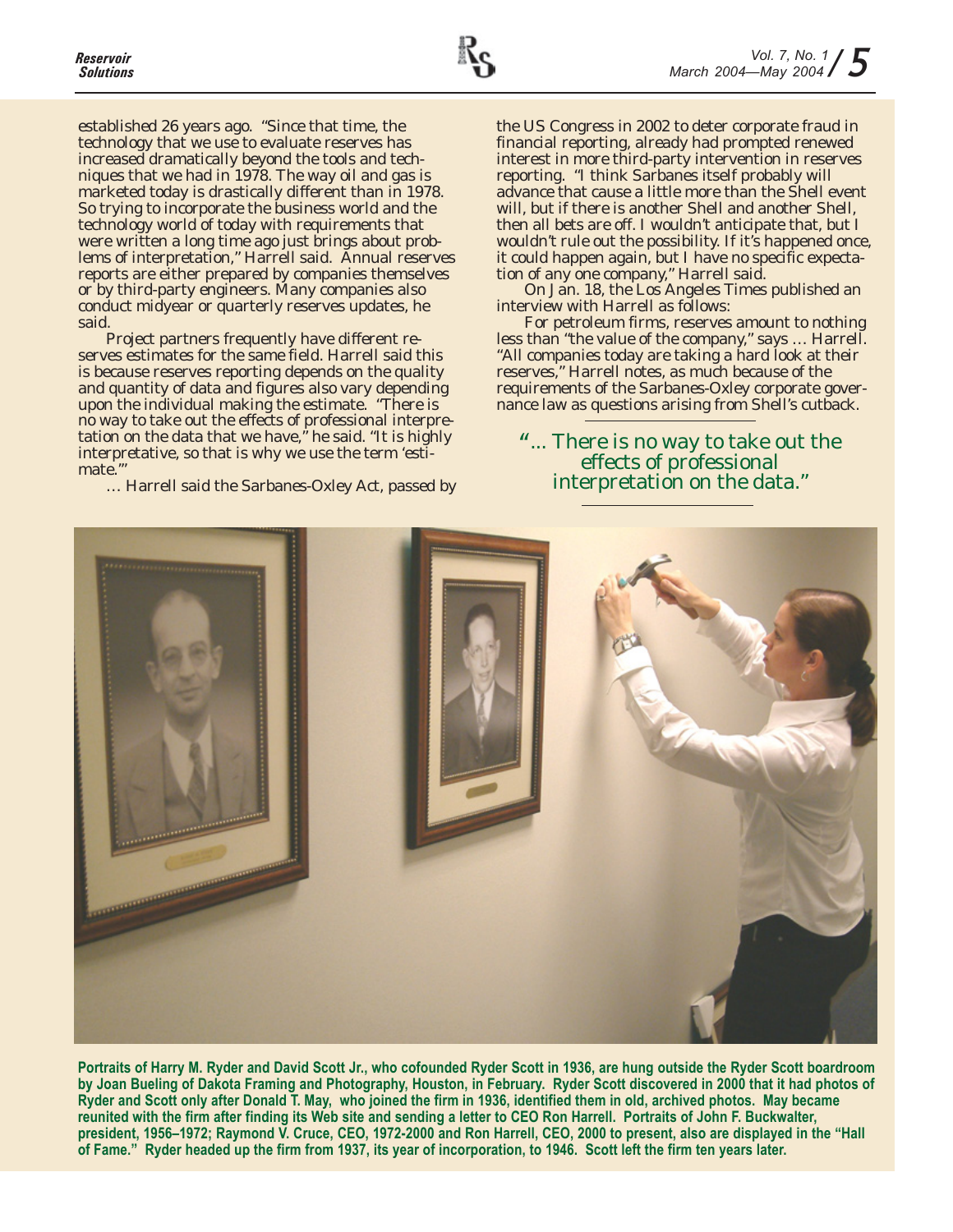established 26 years ago. "Since that time, the technology that we use to evaluate reserves has increased dramatically beyond the tools and techniques that we had in 1978. The way oil and gas is marketed today is drastically different than in 1978. So trying to incorporate the business world and the technology world of today with requirements that were written a long time ago just brings about problems of interpretation," Harrell said. Annual reserves reports are either prepared by companies themselves or by third-party engineers. Many companies also conduct midyear or quarterly reserves updates, he said.

Project partners frequently have different reserves estimates for the same field. Harrell said this is because reserves reporting depends on the quality and quantity of data and figures also vary depending upon the individual making the estimate. "There is no way to take out the effects of professional interpretation on the data that we have," he said. "It is highly interpretative, so that is why we use the term 'estimate.'"

… Harrell said the Sarbanes-Oxley Act, passed by the US Congress in 2002 to deter corporate fraud in financial reporting, already had prompted renewed interest in more third-party intervention in reserves reporting. "I think Sarbanes itself probably will advance that cause a little more than the Shell event will, but if there is another Shell and another Shell, then all bets are off. I wouldn't anticipate that, but I wouldn't rule out the possibility. If it's happened once, it could happen again, but I have no specific expectation of any one company," Harrell said.

On Jan. 18, the Los Angeles Times published an interview with Harrell as follows:

For petroleum firms, reserves amount to nothing less than "the value of the company," says … Harrell. "All companies today are taking a hard look at their reserves," Harrell notes, as much because of the requirements of the Sarbanes-Oxley corporate governance law as questions arising from Shell's cutback.

> "… There is no way to take out the effects of professional interpretation on the data."

**Portraits of Harry M. Ryder and David Scott Jr., who cofounded Ryder Scott in 1936, are hung outside the Ryder Scott boardroom by Joan Bueling of Dakota Framing and Photography, Houston, in February. Ryder Scott discovered in 2000 that it had photos of Ryder and Scott only after Donald T. May, who joined the firm in 1936, identified them in old, archived photos. May became reunited with the firm after finding its Web site and sending a letter to CEO Ron Harrell. Portraits of John F. Buckwalter, president, 1956–1972; Raymond V. Cruce, CEO, 1972-2000 and Ron Harrell, CEO, 2000 to present, also are displayed in the "Hall of Fame." Ryder headed up the firm from 1937, its year of incorporation, to 1946. Scott left the firm ten years later.**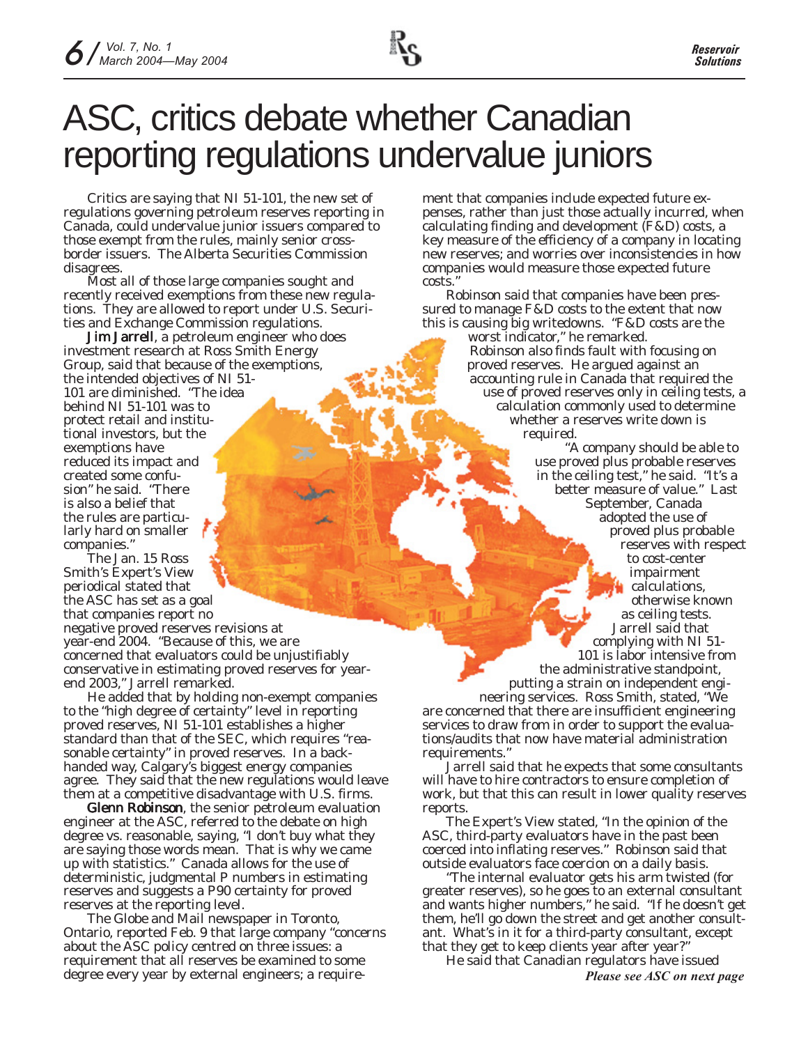# ASC, critics debate whether Canadian reporting regulations undervalue juniors

Critics are saying that NI 51-101, the new set of regulations governing petroleum reserves reporting in Canada, could undervalue junior issuers compared to those exempt from the rules, mainly senior cross-border issuers. The Alberta Securities Commission disagrees.

Most all of those large companies sought and recently received exemptions from these new regulations. They are allowed to report under U.S. Securities and Exchange Commission regulations.

**Jim Jarrell**, a petroleum engineer who does investment research at Ross Smith Energy Group, said that because of the exemptions, the intended objectives of NI 51-101 are diminished. "The idea behind NI 51-101 was to protect retail and institutional investors, but the exemptions have reduced its impact and created some confusion" he said. "There is also a belief that the rules are particularly hard on smaller companies."

The Jan. 15 Ross Smith's Expert's View periodical stated that the ASC has set as a goal that companies report no negative proved reserves revisions at year-end 2004. "Because of this, we are concerned that evaluators could be unjustifiably conservative in estimating proved reserves for year-end 2003," Jarrell remarked.

He added that by holding non-exempt companies to the "high degree of certainty" level in reporting proved reserves, NI 51-101 establishes a higher standard than that of the SEC, which requires "reasonable certainty" in proved reserves. In a backhanded way, Calgary's biggest energy companies agree. They said that the new regulations would leave them at a competitive disadvantage with U.S. firms.

**Glenn Robinson**, the senior petroleum evaluation engineer at the ASC, referred to the debate on high degree vs. reasonable, saying, "I don't buy what they are saying those words mean. That is why we came up with statistics." Canada allows for the use of deterministic, judgmental P numbers in estimating reserves and suggests a P90 certainty for proved reserves at the reporting level.

The Globe and Mail newspaper in Toronto, Ontario, reported Feb. 9 that large company "concerns about the ASC policy centred on three issues: a requirement that all reserves be examined to some degree every year by external engineers; a requirement that companies include expected future expenses, rather than just those actually incurred, when calculating finding and development (F&D) costs, a key measure of the efficiency of a company in locating new reserves; and worries over inconsistencies in how companies would measure those expected future costs."

Robinson said that companies have been pressured to manage F&D costs to the extent that now this is causing big writedowns. "F&D costs are the worst indicator," he remarked.

Robinson also finds fault with focusing on proved reserves. He argued against an accounting rule in Canada that required the use of proved reserves only in ceiling tests, a calculation commonly used to determine whether a reserves write down is required.

"A company should be able to use proved plus probable reserves in the ceiling test," he said. "It's a better measure of value." Last September, Canada adopted the use of proved plus probable reserves with respect to cost-center impairment calculations, otherwise known as ceiling tests.

Jarrell said that complying with NI 51-101 is labor intensive from the administrative standpoint, putting a strain on independent engineering services. Ross Smith, stated, "We are concerned that there are insufficient engineering services to draw from in order to support the evaluations/audits that now have material administration requirements."

Jarrell said that he expects that some consultants will have to hire contractors to ensure completion of work, but that this can result in lower quality reserves reports.

The Expert's View stated, "In the opinion of the ASC, third-party evaluators have in the past been coerced into inflating reserves." Robinson said that outside evaluators face coercion on a daily basis.

"The internal evaluator gets his arm twisted (for greater reserves), so he goes to an external consultant and wants higher numbers," he said. "If he doesn't get them, he'll go down the street and get another consultant. What's in it for a third-party consultant, except that they get to keep clients year after year?"

He said that Canadian regulators have issued

***Please see ASC on next page***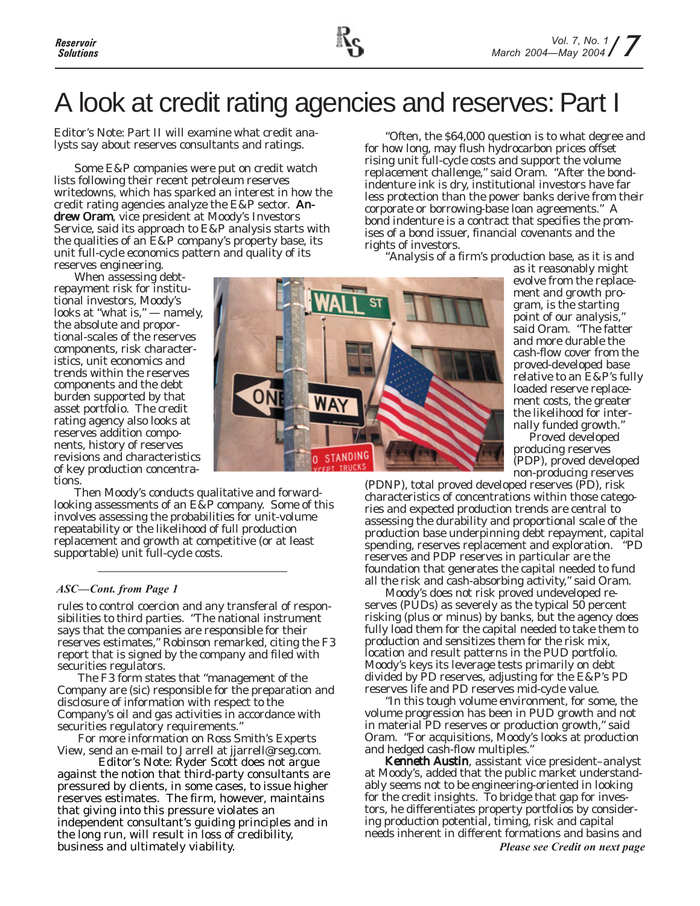# A look at credit rating agencies and reserves: Part I

*Editor's Note: Part II will examine what credit analysts say about reserves consultants and ratings.*

Some E&P companies were put on credit watch lists following their recent petroleum reserves writedowns, which has sparked an interest in how the credit rating agencies analyze the E&P sector. **Andrew Oram**, vice president at Moody's Investors Service, said its approach to E&P analysis starts with the qualities of an E&P company's property base, its unit full-cycle economics pattern and quality of its reserves engineering.

When assessing debt-repayment risk for institutional investors, Moody's looks at "what is," — namely, the absolute and proportional-scales of the reserves components, risk characteristics, unit economics and trends within the reserves components and the debt burden supported by that asset portfolio. The credit rating agency also looks at reserves addition components, history of reserves revisions and characteristics of key production concentrations.

Then Moody's conducts qualitative and forward-looking assessments of an E&P company. Some of this involves assessing the probabilities for unit-volume repeatability or the likelihood of full production replacement and growth at competitive (or at least supportable) unit full-cycle costs.

"Often, the $64,000 question is to what degree and for how long, may flush hydrocarbon prices offset rising unit full-cycle costs and support the volume replacement challenge," said Oram. "After the bond-indenture ink is dry, institutional investors have far less protection than the power banks derive from their corporate or borrowing-base loan agreements." A bond indenture is a contract that specifies the promises of a bond issuer, financial covenants and the rights of investors.

"Analysis of a firm's production base, as it is and as it reasonably might evolve from the replacement and growth program, is the starting point of our analysis," said Oram. "The fatter and more durable the cash-flow cover from the proved-developed base relative to an E&P's fully loaded reserve replacement costs, the greater the likelihood for internally funded growth."

Proved developed producing reserves (PDP), proved developed non-producing reserves (PDNP), total proved developed reserves (PD), risk characteristics of concentrations within those categories and expected production trends are central to assessing the durability and proportional scale of the production base underpinning debt repayment, capital spending, reserves replacement and exploration. "PD reserves and PDP reserves in particular are the foundation that generates the capital needed to fund all the risk and cash-absorbing activity," said Oram.

Moody's does not risk proved undeveloped reserves (PUDs) as severely as the typical 50 percent risking (plus or minus) by banks, but the agency does fully load them for the capital needed to take them to production and sensitizes them for the risk mix, location and result patterns in the PUD portfolio. Moody's keys its leverage tests primarily on debt divided by PD reserves, adjusting for the E&P's PD reserves life and PD reserves mid-cycle value.

"In this tough volume environment, for some, the volume progression has been in PUD growth and not in material PD reserves or production growth," said Oram. "For acquisitions, Moody's looks at production and hedged cash-flow multiples."

**Kenneth Austin**, assistant vice president–analyst at Moody's, added that the public market understandably seems not to be engineering-oriented in looking for the credit insights. To bridge that gap for investors, he differentiates property portfolios by considering production potential, timing, risk and capital needs inherent in different formations and basins and

***Please see Credit on next page***

---

***ASC—Cont. from Page 1***

rules to control coercion and any transferal of responsibilities to third parties. "The national instrument says that the companies are responsible for their reserves estimates," Robinson remarked, citing the F3 report that is signed by the company and filed with securities regulators.

The F3 form states that "management of the Company are (sic) responsible for the preparation and disclosure of information with respect to the Company's oil and gas activities in accordance with securities regulatory requirements."

For more information on Ross Smith's Experts View, send an e-mail to Jarrell at jjarrell@rseg.com.

Editor's Note: Ryder Scott does not argue against the notion that third-party consultants are pressured by clients, in some cases, to issue higher reserves estimates. The firm, however, maintains that giving into this pressure violates an independent consultant's guiding principles and in the long run, will result in loss of credibility, business and ultimately viability.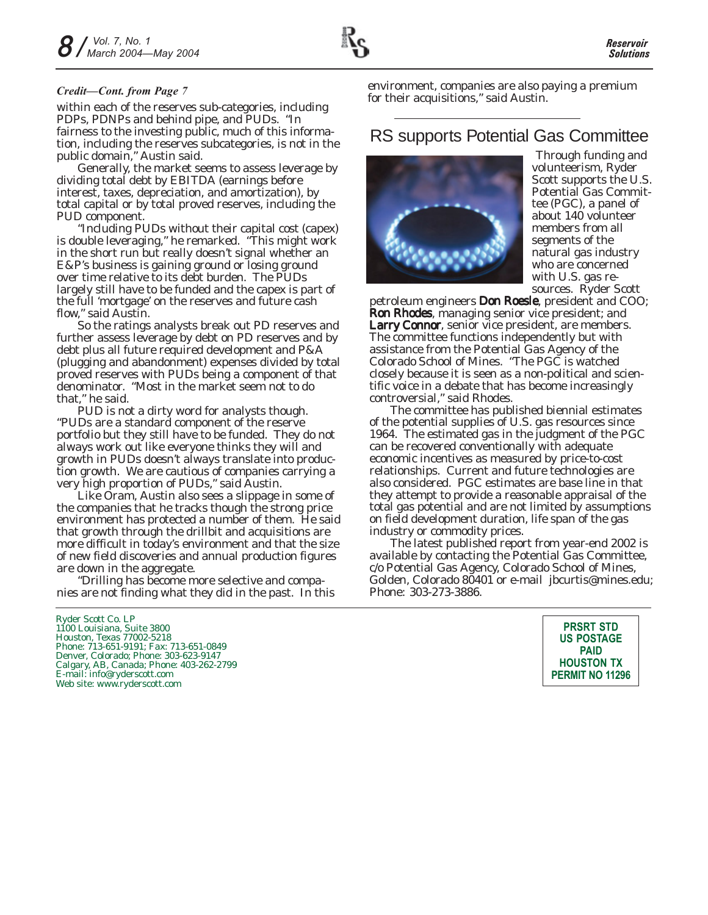*Credit—Cont. from Page 7*

within each of the reserves sub-categories, including PDPs, PDNPs and behind pipe, and PUDs. "In fairness to the investing public, much of this information, including the reserves subcategories, is not in the public domain," Austin said.

Generally, the market seems to assess leverage by dividing total debt by EBITDA (earnings before interest, taxes, depreciation, and amortization), by total capital or by total proved reserves, including the PUD component.

"Including PUDs without their capital cost (capex) is double leveraging," he remarked. "This might work in the short run but really doesn't signal whether an E&P's business is gaining ground or losing ground over time relative to its debt burden. The PUDs largely still have to be funded and the capex is part of the full 'mortgage' on the reserves and future cash flow," said Austin.

So the ratings analysts break out PD reserves and further assess leverage by debt on PD reserves and by debt plus all future required development and P&A (plugging and abandonment) expenses divided by total proved reserves with PUDs being a component of that denominator. "Most in the market seem not to do that," he said.

PUD is not a dirty word for analysts though. "PUDs are a standard component of the reserve portfolio but they still have to be funded. They do not always work out like everyone thinks they will and growth in PUDs doesn't always translate into production growth. We are cautious of companies carrying a very high proportion of PUDs," said Austin.

Like Oram, Austin also sees a slippage in some of the companies that he tracks though the strong price environment has protected a number of them. He said that growth through the drillbit and acquisitions are more difficult in today's environment and that the size of new field discoveries and annual production figures are down in the aggregate.

"Drilling has become more selective and companies are not finding what they did in the past. In this environment, companies are also paying a premium for their acquisitions," said Austin.

## RS supports Potential Gas Committee

Through funding and volunteerism, Ryder Scott supports the U.S. Potential Gas Committee (PGC), a panel of about 140 volunteer members from all segments of the natural gas industry who are concerned with U.S. gas resources. Ryder Scott petroleum engineers **Don Roesle**, president and COO; **Ron Rhodes**, managing senior vice president; and **Larry Connor**, senior vice president, are members. The committee functions independently but with assistance from the Potential Gas Agency of the Colorado School of Mines. "The PGC is watched closely because it is seen as a non-political and scientific voice in a debate that has become increasingly controversial," said Rhodes.

The committee has published biennial estimates of the potential supplies of U.S. gas resources since 1964. The estimated gas in the judgment of the PGC can be recovered conventionally with adequate economic incentives as measured by price-to-cost relationships. Current and future technologies are also considered. PGC estimates are base line in that they attempt to provide a reasonable appraisal of the total gas potential and are not limited by assumptions on field development duration, life span of the gas industry or commodity prices.

The latest published report from year-end 2002 is available by contacting the Potential Gas Committee, c/o Potential Gas Agency, Colorado School of Mines, Golden, Colorado 80401 or e-mail jbcurtis@mines.edu; Phone: 303-273-3886.

Ryder Scott Co. LP
1100 Louisiana, Suite 3800
Houston, Texas 77002-5218
Phone: 713-651-9191; Fax: 713-651-0849
Denver, Colorado; Phone: 303-623-9147
Calgary, AB, Canada; Phone: 403-262-2799
E-mail: info@ryderscott.com
Web site: www.ryderscott.com

PRSRT STD
US POSTAGE
PAID
HOUSTON TX
PERMIT NO 11296